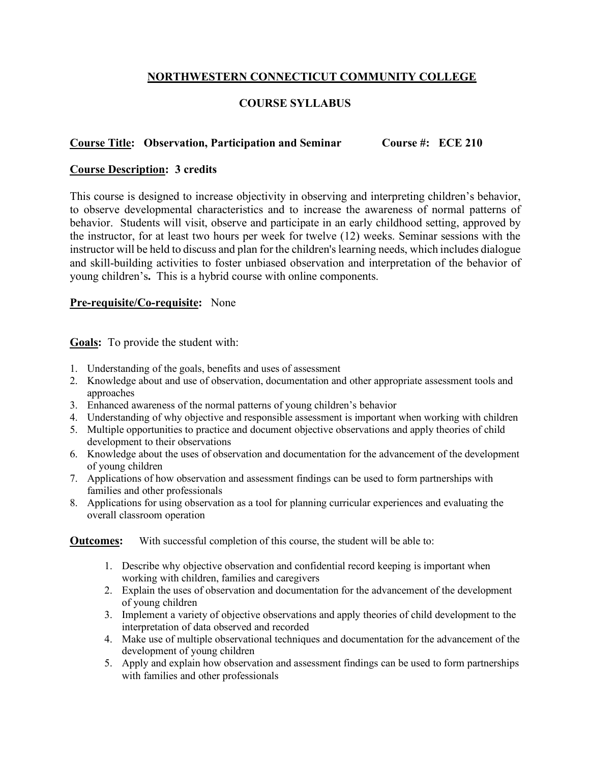# NORTHWESTERN CONNECTICUT COMMUNITY COLLEGE

## COURSE SYLLABUS

**Course Title: Observation, Participation and Seminar Course #: ECE 210**

**Course Description: 3 credits**

This course is designed to increase objectivity in observing and interpreting children's behavior, to observe developmental characteristics and to increase the awareness of normal patterns of behavior. Students will visit, observe and participate in an early childhood setting, approved by the instructor, for at least two hours per week for twelve (12) weeks. Seminar sessions with the instructor will be held to discuss and plan for the children's learning needs, which includes dialogue and skill-building activities to foster unbiased observation and interpretation of the behavior of young children's**.** This is a hybrid course with online components.

**Pre-requisite/Co-requisite:** None

**Goals:** To provide the student with:

1. Understanding of the goals, benefits and uses of assessment
2. Knowledge about and use of observation, documentation and other appropriate assessment tools and approaches
3. Enhanced awareness of the normal patterns of young children's behavior
4. Understanding of why objective and responsible assessment is important when working with children
5. Multiple opportunities to practice and document objective observations and apply theories of child development to their observations
6. Knowledge about the uses of observation and documentation for the advancement of the development of young children
7. Applications of how observation and assessment findings can be used to form partnerships with families and other professionals
8. Applications for using observation as a tool for planning curricular experiences and evaluating the overall classroom operation

**Outcomes:** With successful completion of this course, the student will be able to:

1. Describe why objective observation and confidential record keeping is important when working with children, families and caregivers
2. Explain the uses of observation and documentation for the advancement of the development of young children
3. Implement a variety of objective observations and apply theories of child development to the interpretation of data observed and recorded
4. Make use of multiple observational techniques and documentation for the advancement of the development of young children
5. Apply and explain how observation and assessment findings can be used to form partnerships with families and other professionals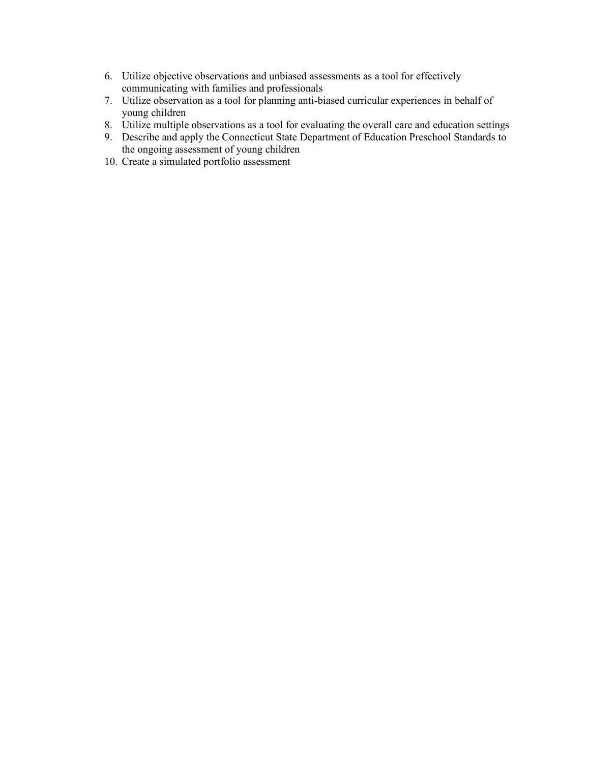6. Utilize objective observations and unbiased assessments as a tool for effectively communicating with families and professionals
7. Utilize observation as a tool for planning anti-biased curricular experiences in behalf of young children
8. Utilize multiple observations as a tool for evaluating the overall care and education settings
9. Describe and apply the Connecticut State Department of Education Preschool Standards to the ongoing assessment of young children
10. Create a simulated portfolio assessment